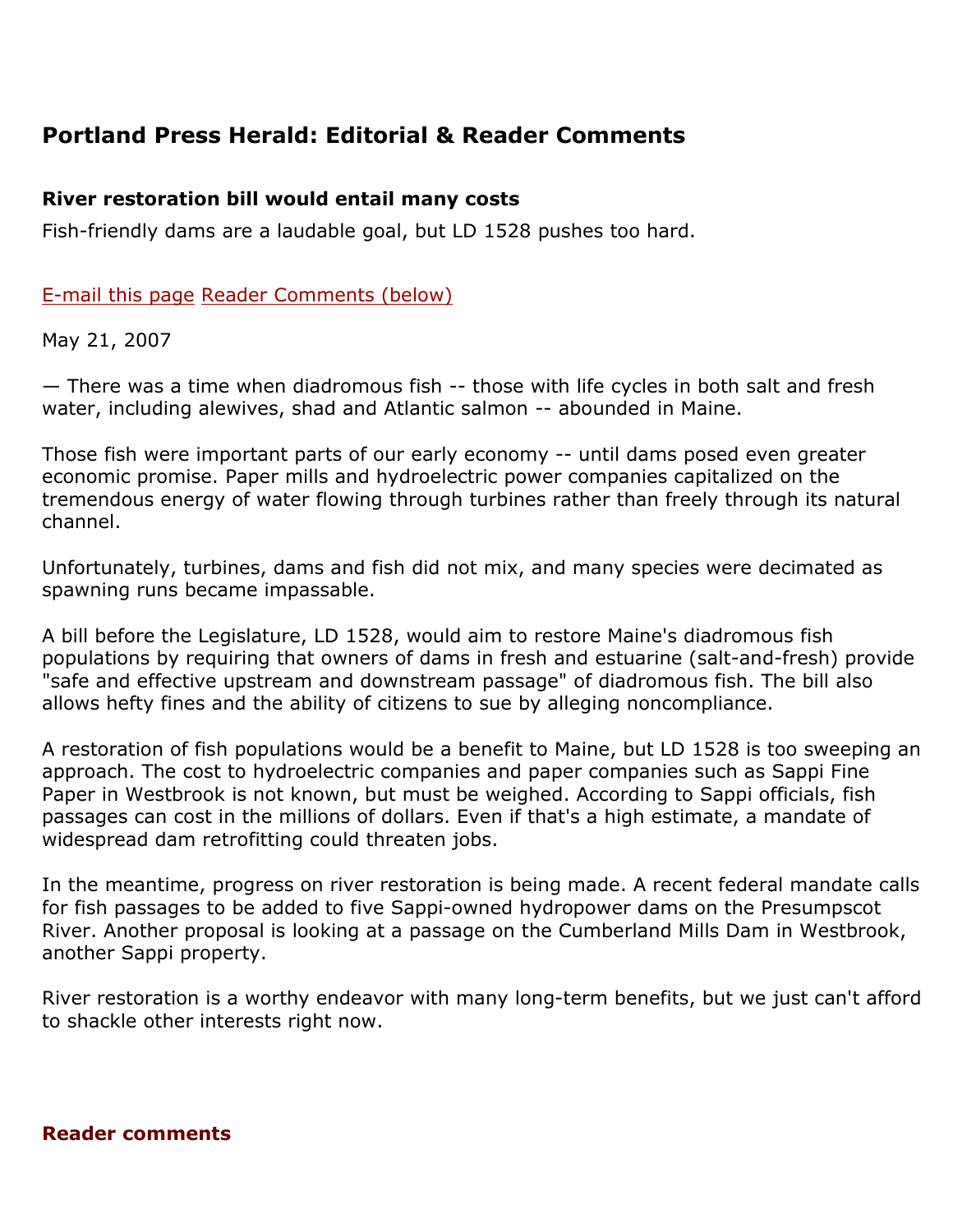# Portland Press Herald: Editorial & Reader Comments

### River restoration bill would entail many costs

Fish-friendly dams are a laudable goal, but LD 1528 pushes too hard.

E-mail this page Reader Comments (below)

May 21, 2007

— There was a time when diadromous fish -- those with life cycles in both salt and fresh water, including alewives, shad and Atlantic salmon -- abounded in Maine.

Those fish were important parts of our early economy -- until dams posed even greater economic promise. Paper mills and hydroelectric power companies capitalized on the tremendous energy of water flowing through turbines rather than freely through its natural channel.

Unfortunately, turbines, dams and fish did not mix, and many species were decimated as spawning runs became impassable.

A bill before the Legislature, LD 1528, would aim to restore Maine's diadromous fish populations by requiring that owners of dams in fresh and estuarine (salt-and-fresh) provide "safe and effective upstream and downstream passage" of diadromous fish. The bill also allows hefty fines and the ability of citizens to sue by alleging noncompliance.

A restoration of fish populations would be a benefit to Maine, but LD 1528 is too sweeping an approach. The cost to hydroelectric companies and paper companies such as Sappi Fine Paper in Westbrook is not known, but must be weighed. According to Sappi officials, fish passages can cost in the millions of dollars. Even if that's a high estimate, a mandate of widespread dam retrofitting could threaten jobs.

In the meantime, progress on river restoration is being made. A recent federal mandate calls for fish passages to be added to five Sappi-owned hydropower dams on the Presumpscot River. Another proposal is looking at a passage on the Cumberland Mills Dam in Westbrook, another Sappi property.

River restoration is a worthy endeavor with many long-term benefits, but we just can't afford to shackle other interests right now.

### Reader comments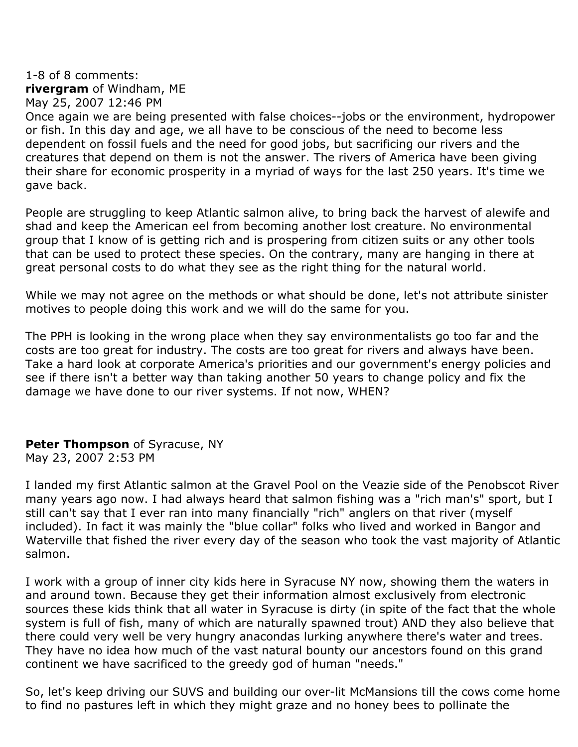1-8 of 8 comments:

**rivergram** of Windham, ME
May 25, 2007 12:46 PM

Once again we are being presented with false choices--jobs or the environment, hydropower or fish. In this day and age, we all have to be conscious of the need to become less dependent on fossil fuels and the need for good jobs, but sacrificing our rivers and the creatures that depend on them is not the answer. The rivers of America have been giving their share for economic prosperity in a myriad of ways for the last 250 years. It's time we gave back.

People are struggling to keep Atlantic salmon alive, to bring back the harvest of alewife and shad and keep the American eel from becoming another lost creature. No environmental group that I know of is getting rich and is prospering from citizen suits or any other tools that can be used to protect these species. On the contrary, many are hanging in there at great personal costs to do what they see as the right thing for the natural world.

While we may not agree on the methods or what should be done, let's not attribute sinister motives to people doing this work and we will do the same for you.

The PPH is looking in the wrong place when they say environmentalists go too far and the costs are too great for industry. The costs are too great for rivers and always have been. Take a hard look at corporate America's priorities and our government's energy policies and see if there isn't a better way than taking another 50 years to change policy and fix the damage we have done to our river systems. If not now, WHEN?

**Peter Thompson** of Syracuse, NY
May 23, 2007 2:53 PM

I landed my first Atlantic salmon at the Gravel Pool on the Veazie side of the Penobscot River many years ago now. I had always heard that salmon fishing was a "rich man's" sport, but I still can't say that I ever ran into many financially "rich" anglers on that river (myself included). In fact it was mainly the "blue collar" folks who lived and worked in Bangor and Waterville that fished the river every day of the season who took the vast majority of Atlantic salmon.

I work with a group of inner city kids here in Syracuse NY now, showing them the waters in and around town. Because they get their information almost exclusively from electronic sources these kids think that all water in Syracuse is dirty (in spite of the fact that the whole system is full of fish, many of which are naturally spawned trout) AND they also believe that there could very well be very hungry anacondas lurking anywhere there's water and trees. They have no idea how much of the vast natural bounty our ancestors found on this grand continent we have sacrificed to the greedy god of human "needs."

So, let's keep driving our SUVS and building our over-lit McMansions till the cows come home to find no pastures left in which they might graze and no honey bees to pollinate the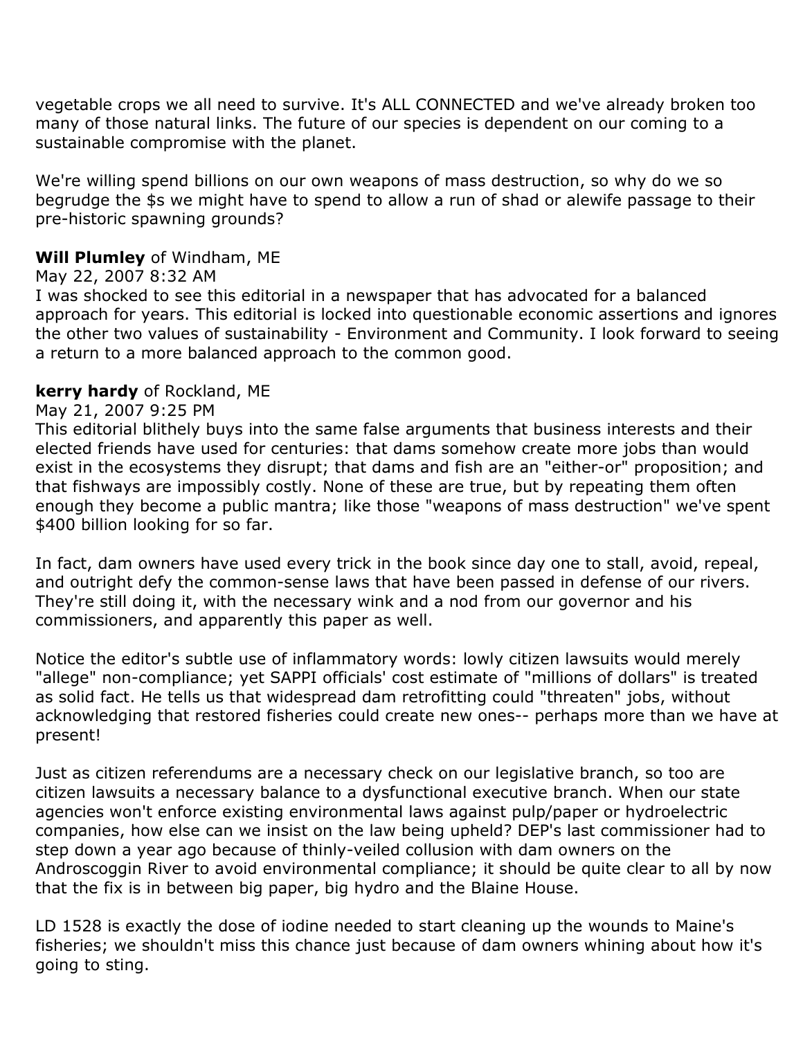vegetable crops we all need to survive. It's ALL CONNECTED and we've already broken too many of those natural links. The future of our species is dependent on our coming to a sustainable compromise with the planet.

We're willing spend billions on our own weapons of mass destruction, so why do we so begrudge the $s we might have to spend to allow a run of shad or alewife passage to their pre-historic spawning grounds?

**Will Plumley** of Windham, ME
May 22, 2007 8:32 AM
I was shocked to see this editorial in a newspaper that has advocated for a balanced approach for years. This editorial is locked into questionable economic assertions and ignores the other two values of sustainability - Environment and Community. I look forward to seeing a return to a more balanced approach to the common good.

**kerry hardy** of Rockland, ME
May 21, 2007 9:25 PM
This editorial blithely buys into the same false arguments that business interests and their elected friends have used for centuries: that dams somehow create more jobs than would exist in the ecosystems they disrupt; that dams and fish are an "either-or" proposition; and that fishways are impossibly costly. None of these are true, but by repeating them often enough they become a public mantra; like those "weapons of mass destruction" we've spent $400 billion looking for so far.

In fact, dam owners have used every trick in the book since day one to stall, avoid, repeal, and outright defy the common-sense laws that have been passed in defense of our rivers. They're still doing it, with the necessary wink and a nod from our governor and his commissioners, and apparently this paper as well.

Notice the editor's subtle use of inflammatory words: lowly citizen lawsuits would merely "allege" non-compliance; yet SAPPI officials' cost estimate of "millions of dollars" is treated as solid fact. He tells us that widespread dam retrofitting could "threaten" jobs, without acknowledging that restored fisheries could create new ones-- perhaps more than we have at present!

Just as citizen referendums are a necessary check on our legislative branch, so too are citizen lawsuits a necessary balance to a dysfunctional executive branch. When our state agencies won't enforce existing environmental laws against pulp/paper or hydroelectric companies, how else can we insist on the law being upheld? DEP's last commissioner had to step down a year ago because of thinly-veiled collusion with dam owners on the Androscoggin River to avoid environmental compliance; it should be quite clear to all by now that the fix is in between big paper, big hydro and the Blaine House.

LD 1528 is exactly the dose of iodine needed to start cleaning up the wounds to Maine's fisheries; we shouldn't miss this chance just because of dam owners whining about how it's going to sting.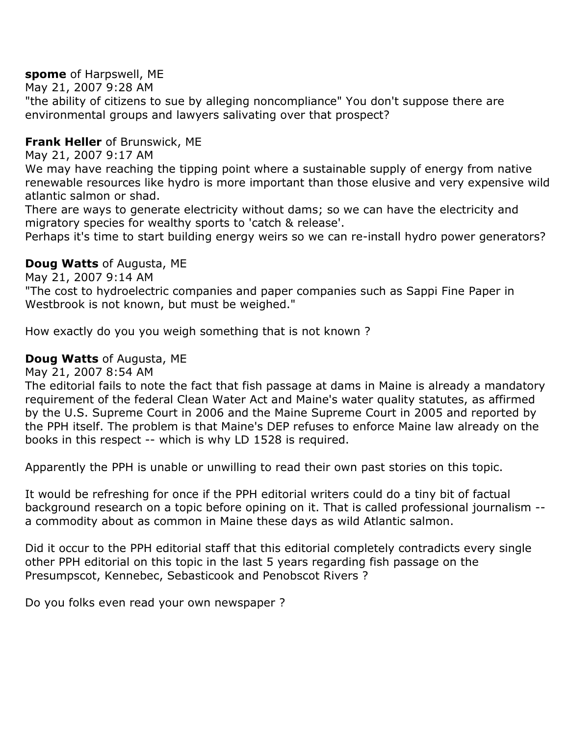**spome** of Harpswell, ME
May 21, 2007 9:28 AM
"the ability of citizens to sue by alleging noncompliance" You don't suppose there are environmental groups and lawyers salivating over that prospect?

**Frank Heller** of Brunswick, ME
May 21, 2007 9:17 AM
We may have reaching the tipping point where a sustainable supply of energy from native renewable resources like hydro is more important than those elusive and very expensive wild atlantic salmon or shad.
There are ways to generate electricity without dams; so we can have the electricity and migratory species for wealthy sports to 'catch & release'.
Perhaps it's time to start building energy weirs so we can re-install hydro power generators?

**Doug Watts** of Augusta, ME
May 21, 2007 9:14 AM
"The cost to hydroelectric companies and paper companies such as Sappi Fine Paper in Westbrook is not known, but must be weighed."

How exactly do you you weigh something that is not known ?

**Doug Watts** of Augusta, ME
May 21, 2007 8:54 AM
The editorial fails to note the fact that fish passage at dams in Maine is already a mandatory requirement of the federal Clean Water Act and Maine's water quality statutes, as affirmed by the U.S. Supreme Court in 2006 and the Maine Supreme Court in 2005 and reported by the PPH itself. The problem is that Maine's DEP refuses to enforce Maine law already on the books in this respect -- which is why LD 1528 is required.

Apparently the PPH is unable or unwilling to read their own past stories on this topic.

It would be refreshing for once if the PPH editorial writers could do a tiny bit of factual background research on a topic before opining on it. That is called professional journalism -- a commodity about as common in Maine these days as wild Atlantic salmon.

Did it occur to the PPH editorial staff that this editorial completely contradicts every single other PPH editorial on this topic in the last 5 years regarding fish passage on the Presumpscot, Kennebec, Sebasticook and Penobscot Rivers ?

Do you folks even read your own newspaper ?